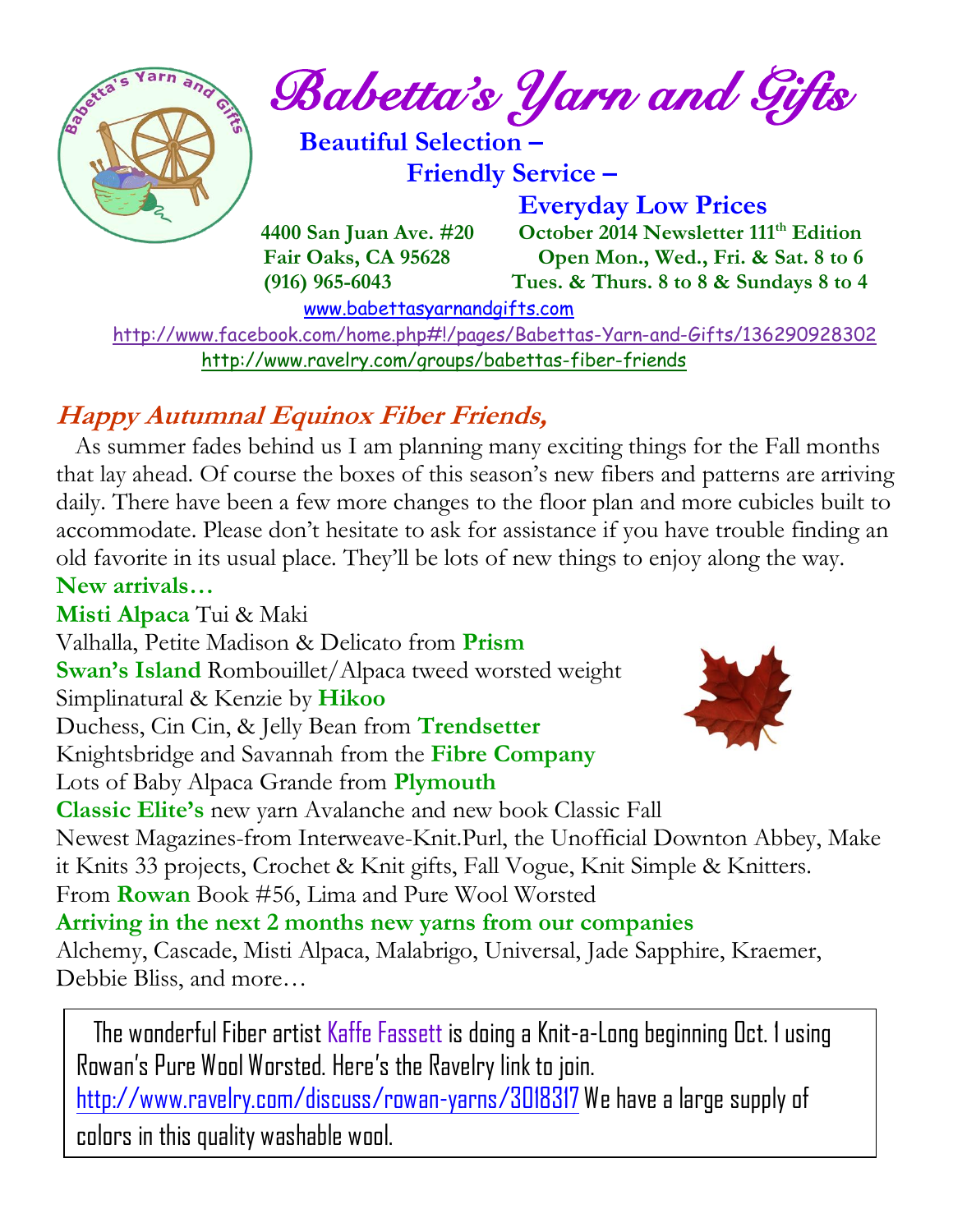# Babetta's Yarn and Gifts

**Beautiful Selection –**
**Friendly Service –**
**Everyday Low Prices**

**4400 San Juan Ave. #20**
**Fair Oaks, CA 95628**
**(916) 965-6043**

**October 2014 Newsletter 111th Edition**
**Open Mon., Wed., Fri. & Sat. 8 to 6**
**Tues. & Thurs. 8 to 8 & Sundays 8 to 4**

www.babettasyarnandgifts.com

http://www.facebook.com/home.php#!/pages/Babettas-Yarn-and-Gifts/136290928302

http://www.ravelry.com/groups/babettas-fiber-friends

## Happy Autumnal Equinox Fiber Friends,

As summer fades behind us I am planning many exciting things for the Fall months that lay ahead. Of course the boxes of this season's new fibers and patterns are arriving daily. There have been a few more changes to the floor plan and more cubicles built to accommodate. Please don't hesitate to ask for assistance if you have trouble finding an old favorite in its usual place. They'll be lots of new things to enjoy along the way.

**New arrivals…**

**Misti Alpaca** Tui & Maki
Valhalla, Petite Madison & Delicato from **Prism**
**Swan's Island** Rombouillet/Alpaca tweed worsted weight
Simplinatural & Kenzie by **Hikoo**
Duchess, Cin Cin, & Jelly Bean from **Trendsetter**
Knightsbridge and Savannah from the **Fibre Company**
Lots of Baby Alpaca Grande from **Plymouth**
**Classic Elite's** new yarn Avalanche and new book Classic Fall
Newest Magazines-from Interweave-Knit.Purl, the Unofficial Downton Abbey, Make it Knits 33 projects, Crochet & Knit gifts, Fall Vogue, Knit Simple & Knitters.
From **Rowan** Book #56, Lima and Pure Wool Worsted

**Arriving in the next 2 months new yarns from our companies**
Alchemy, Cascade, Misti Alpaca, Malabrigo, Universal, Jade Sapphire, Kraemer, Debbie Bliss, and more…

The wonderful Fiber artist Kaffe Fassett is doing a Knit-a-Long beginning Oct. 1 using Rowan's Pure Wool Worsted. Here's the Ravelry link to join. http://www.ravelry.com/discuss/rowan-yarns/3018317 We have a large supply of colors in this quality washable wool.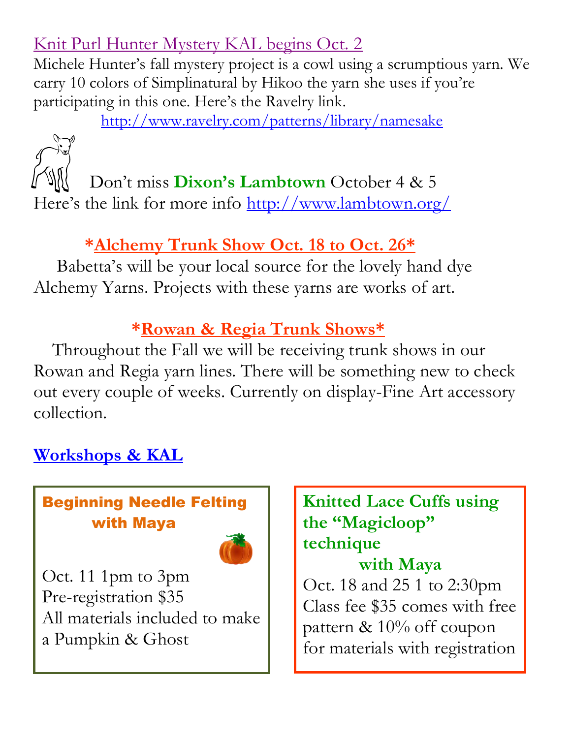## Knit Purl Hunter Mystery KAL begins Oct. 2

Michele Hunter's fall mystery project is a cowl using a scrumptious yarn. We carry 10 colors of Simplinatural by Hikoo the yarn she uses if you're participating in this one. Here's the Ravelry link.

http://www.ravelry.com/patterns/library/namesake

Don't miss **Dixon's Lambtown** October 4 & 5

Here's the link for more info http://www.lambtown.org/

## *Alchemy Trunk Show Oct. 18 to Oct. 26*

Babetta's will be your local source for the lovely hand dye Alchemy Yarns. Projects with these yarns are works of art.

## *Rowan & Regia Trunk Shows*

Throughout the Fall we will be receiving trunk shows in our Rowan and Regia yarn lines. There will be something new to check out every couple of weeks. Currently on display-Fine Art accessory collection.

## Workshops & KAL

### Beginning Needle Felting with Maya

Oct. 11 1pm to 3pm
Pre-registration $35
All materials included to make a Pumpkin & Ghost

### Knitted Lace Cuffs using the "Magicloop" technique with Maya

Oct. 18 and 25 1 to 2:30pm
Class fee $35 comes with free pattern & 10% off coupon for materials with registration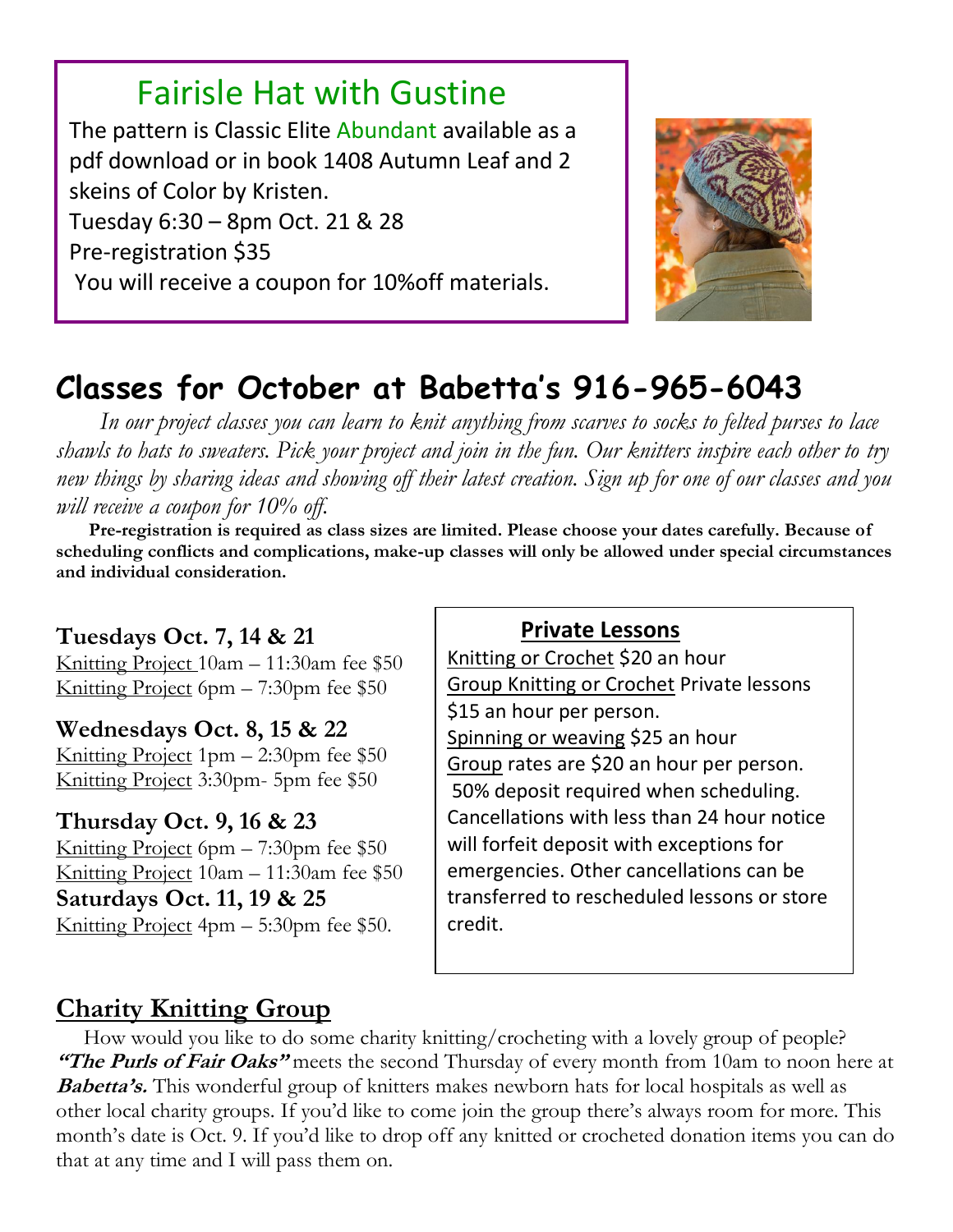## Fairisle Hat with Gustine

The pattern is Classic Elite Abundant available as a pdf download or in book 1408 Autumn Leaf and 2 skeins of Color by Kristen.
Tuesday 6:30 – 8pm Oct. 21 & 28
Pre-registration $35
You will receive a coupon for 10%off materials.

# Classes for October at Babetta's 916-965-6043

*In our project classes you can learn to knit anything from scarves to socks to felted purses to lace shawls to hats to sweaters. Pick your project and join in the fun. Our knitters inspire each other to try new things by sharing ideas and showing off their latest creation. Sign up for one of our classes and you will receive a coupon for 10% off.*

**Pre-registration is required as class sizes are limited. Please choose your dates carefully. Because of scheduling conflicts and complications, make-up classes will only be allowed under special circumstances and individual consideration.**

**Tuesdays Oct. 7, 14 & 21**
Knitting Project 10am – 11:30am fee $50
Knitting Project 6pm – 7:30pm fee $50

**Wednesdays Oct. 8, 15 & 22**
Knitting Project 1pm – 2:30pm fee $50
Knitting Project 3:30pm- 5pm fee $50

**Thursday Oct. 9, 16 & 23**
Knitting Project 6pm – 7:30pm fee $50
Knitting Project 10am – 11:30am fee $50

**Saturdays Oct. 11, 19 & 25**
Knitting Project 4pm – 5:30pm fee $50.

### Private Lessons

Knitting or Crochet $20 an hour
Group Knitting or Crochet Private lessons $15 an hour per person.
Spinning or weaving $25 an hour
Group rates are $20 an hour per person.
50% deposit required when scheduling. Cancellations with less than 24 hour notice will forfeit deposit with exceptions for emergencies. Other cancellations can be transferred to rescheduled lessons or store credit.

## Charity Knitting Group

How would you like to do some charity knitting/crocheting with a lovely group of people? ***"The Purls of Fair Oaks"*** meets the second Thursday of every month from 10am to noon here at ***Babetta's.*** This wonderful group of knitters makes newborn hats for local hospitals as well as other local charity groups. If you'd like to come join the group there's always room for more. This month's date is Oct. 9. If you'd like to drop off any knitted or crocheted donation items you can do that at any time and I will pass them on.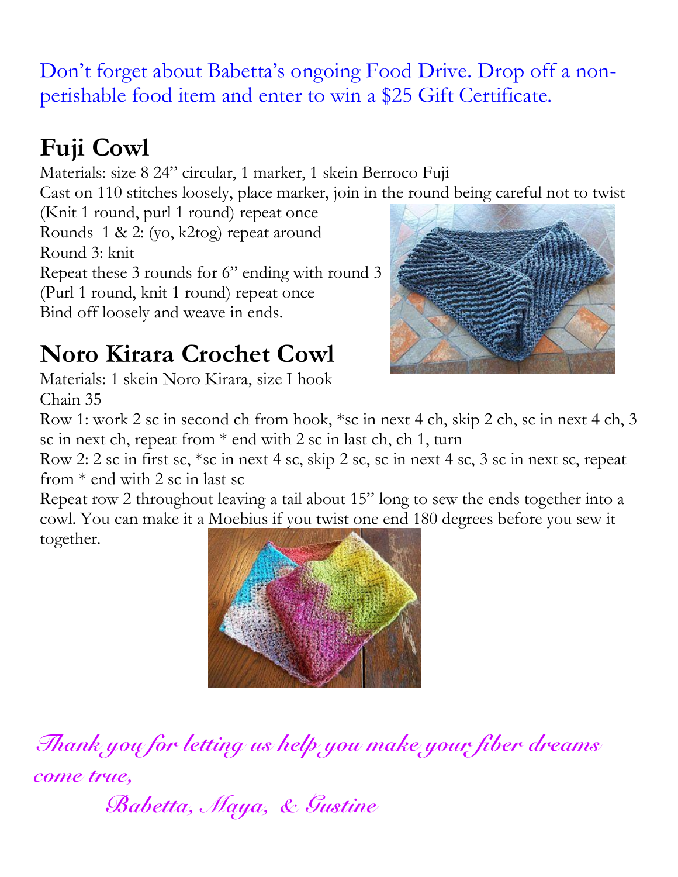Don't forget about Babetta's ongoing Food Drive. Drop off a non-perishable food item and enter to win a $25 Gift Certificate.

## Fuji Cowl

Materials: size 8 24" circular, 1 marker, 1 skein Berroco Fuji

Cast on 110 stitches loosely, place marker, join in the round being careful not to twist

(Knit 1 round, purl 1 round) repeat once

Rounds 1 & 2: (yo, k2tog) repeat around

Round 3: knit

Repeat these 3 rounds for 6" ending with round 3

(Purl 1 round, knit 1 round) repeat once

Bind off loosely and weave in ends.

## Noro Kirara Crochet Cowl

Materials: 1 skein Noro Kirara, size I hook

Chain 35

Row 1: work 2 sc in second ch from hook, *sc in next 4 ch, skip 2 ch, sc in next 4 ch, 3 sc in next ch, repeat from * end with 2 sc in last ch, ch 1, turn

Row 2: 2 sc in first sc, *sc in next 4 sc, skip 2 sc, sc in next 4 sc, 3 sc in next sc, repeat from * end with 2 sc in last sc

Repeat row 2 throughout leaving a tail about 15" long to sew the ends together into a cowl. You can make it a Moebius if you twist one end 180 degrees before you sew it together.

*Thank you for letting us help you make your fiber dreams come true,*

*Babetta, Maya, & Gustine*